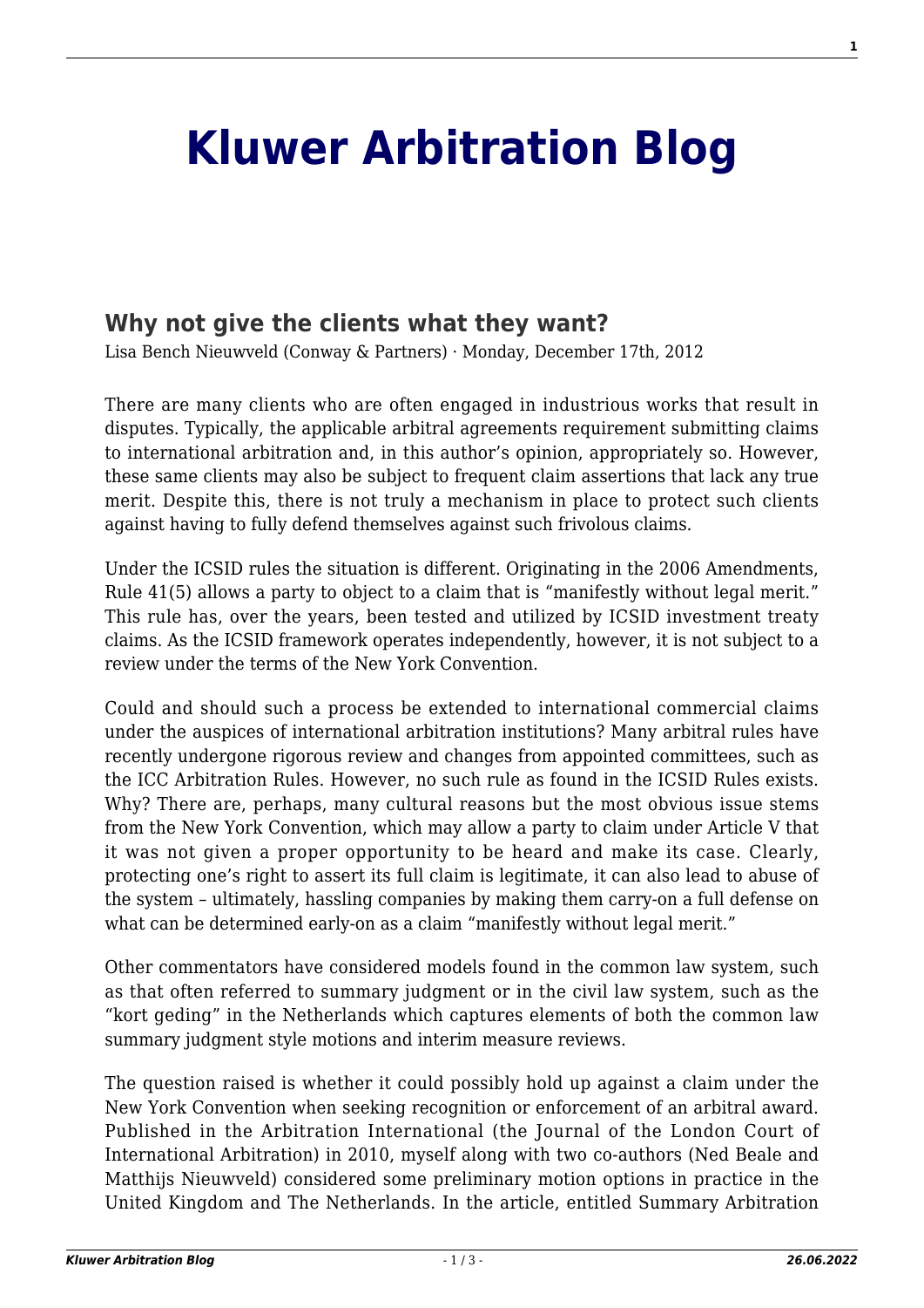# Kluwer Arbitration Blog

## Why not give the clients what they want?

Lisa Bench Nieuwveld (Conway & Partners) · Monday, December 17th, 2012

There are many clients who are often engaged in industrious works that result in disputes. Typically, the applicable arbitral agreements requirement submitting claims to international arbitration and, in this author's opinion, appropriately so. However, these same clients may also be subject to frequent claim assertions that lack any true merit. Despite this, there is not truly a mechanism in place to protect such clients against having to fully defend themselves against such frivolous claims.

Under the ICSID rules the situation is different. Originating in the 2006 Amendments, Rule 41(5) allows a party to object to a claim that is "manifestly without legal merit." This rule has, over the years, been tested and utilized by ICSID investment treaty claims. As the ICSID framework operates independently, however, it is not subject to a review under the terms of the New York Convention.

Could and should such a process be extended to international commercial claims under the auspices of international arbitration institutions? Many arbitral rules have recently undergone rigorous review and changes from appointed committees, such as the ICC Arbitration Rules. However, no such rule as found in the ICSID Rules exists. Why? There are, perhaps, many cultural reasons but the most obvious issue stems from the New York Convention, which may allow a party to claim under Article V that it was not given a proper opportunity to be heard and make its case. Clearly, protecting one's right to assert its full claim is legitimate, it can also lead to abuse of the system – ultimately, hassling companies by making them carry-on a full defense on what can be determined early-on as a claim "manifestly without legal merit."

Other commentators have considered models found in the common law system, such as that often referred to summary judgment or in the civil law system, such as the "kort geding" in the Netherlands which captures elements of both the common law summary judgment style motions and interim measure reviews.

The question raised is whether it could possibly hold up against a claim under the New York Convention when seeking recognition or enforcement of an arbitral award. Published in the Arbitration International (the Journal of the London Court of International Arbitration) in 2010, myself along with two co-authors (Ned Beale and Matthijs Nieuwveld) considered some preliminary motion options in practice in the United Kingdom and The Netherlands. In the article, entitled Summary Arbitration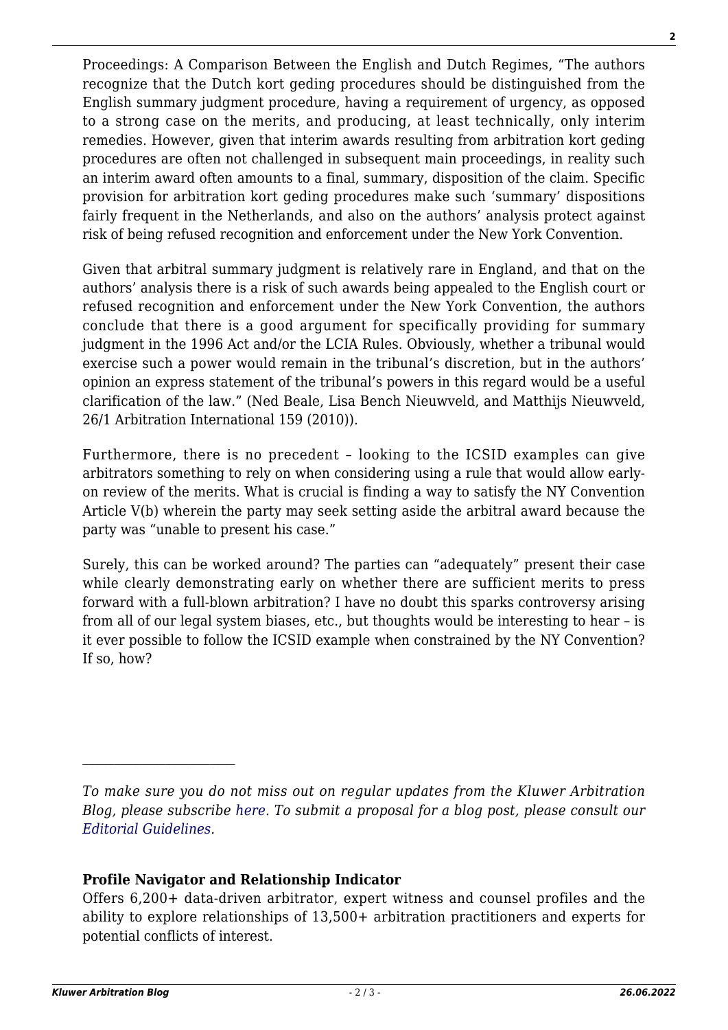Proceedings: A Comparison Between the English and Dutch Regimes, "The authors recognize that the Dutch kort geding procedures should be distinguished from the English summary judgment procedure, having a requirement of urgency, as opposed to a strong case on the merits, and producing, at least technically, only interim remedies. However, given that interim awards resulting from arbitration kort geding procedures are often not challenged in subsequent main proceedings, in reality such an interim award often amounts to a final, summary, disposition of the claim. Specific provision for arbitration kort geding procedures make such 'summary' dispositions fairly frequent in the Netherlands, and also on the authors' analysis protect against risk of being refused recognition and enforcement under the New York Convention.

Given that arbitral summary judgment is relatively rare in England, and that on the authors' analysis there is a risk of such awards being appealed to the English court or refused recognition and enforcement under the New York Convention, the authors conclude that there is a good argument for specifically providing for summary judgment in the 1996 Act and/or the LCIA Rules. Obviously, whether a tribunal would exercise such a power would remain in the tribunal's discretion, but in the authors' opinion an express statement of the tribunal's powers in this regard would be a useful clarification of the law." (Ned Beale, Lisa Bench Nieuwveld, and Matthijs Nieuwveld, 26/1 Arbitration International 159 (2010)).

Furthermore, there is no precedent – looking to the ICSID examples can give arbitrators something to rely on when considering using a rule that would allow early-on review of the merits. What is crucial is finding a way to satisfy the NY Convention Article V(b) wherein the party may seek setting aside the arbitral award because the party was "unable to present his case."

Surely, this can be worked around? The parties can "adequately" present their case while clearly demonstrating early on whether there are sufficient merits to press forward with a full-blown arbitration? I have no doubt this sparks controversy arising from all of our legal system biases, etc., but thoughts would be interesting to hear – is it ever possible to follow the ICSID example when constrained by the NY Convention? If so, how?

---

*To make sure you do not miss out on regular updates from the Kluwer Arbitration Blog, please subscribe here. To submit a proposal for a blog post, please consult our Editorial Guidelines.*

**Profile Navigator and Relationship Indicator**

Offers 6,200+ data-driven arbitrator, expert witness and counsel profiles and the ability to explore relationships of 13,500+ arbitration practitioners and experts for potential conflicts of interest.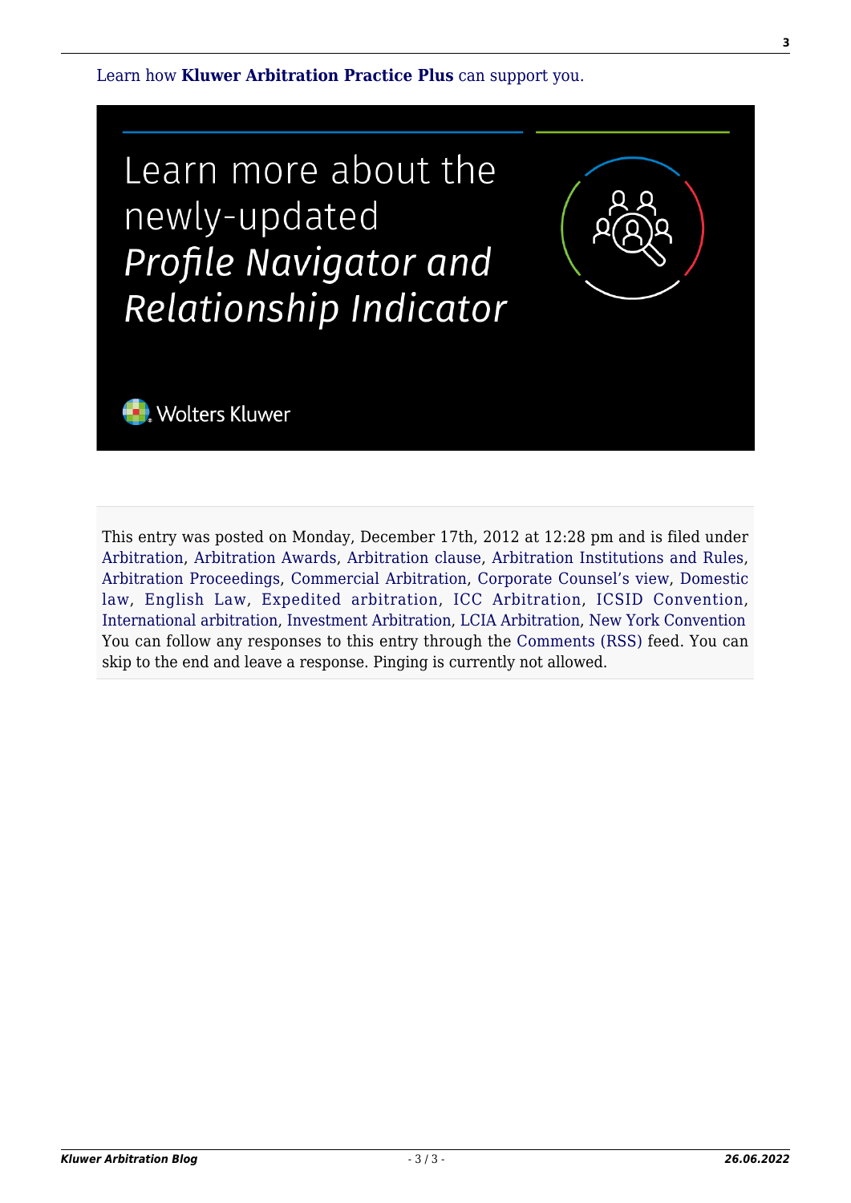Learn how **Kluwer Arbitration Practice Plus** can support you.

Learn more about the newly-updated *Profile Navigator and Relationship Indicator*

Wolters Kluwer

This entry was posted on Monday, December 17th, 2012 at 12:28 pm and is filed under Arbitration, Arbitration Awards, Arbitration clause, Arbitration Institutions and Rules, Arbitration Proceedings, Commercial Arbitration, Corporate Counsel's view, Domestic law, English Law, Expedited arbitration, ICC Arbitration, ICSID Convention, International arbitration, Investment Arbitration, LCIA Arbitration, New York Convention
You can follow any responses to this entry through the Comments (RSS) feed. You can skip to the end and leave a response. Pinging is currently not allowed.